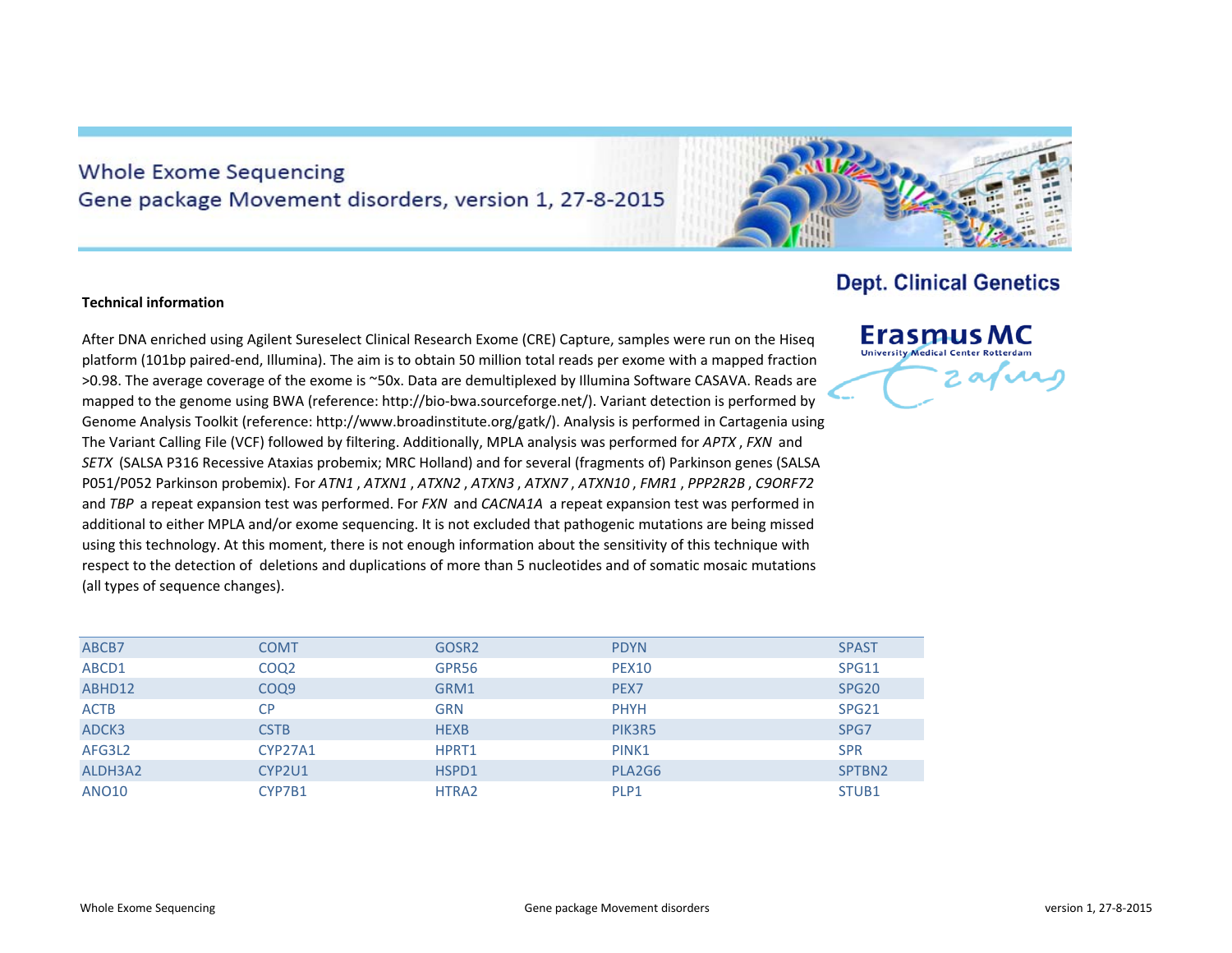# Whole Exome Sequencing
## Gene package Movement disorders, version 1, 27-8-2015

**Dept. Clinical Genetics**

**Erasmus MC**
University Medical Center Rotterdam

**Technical information**

After DNA enriched using Agilent Sureselect Clinical Research Exome (CRE) Capture, samples were run on the Hiseq platform (101bp paired-end, Illumina). The aim is to obtain 50 million total reads per exome with a mapped fraction >0.98. The average coverage of the exome is ~50x. Data are demultiplexed by Illumina Software CASAVA. Reads are mapped to the genome using BWA (reference: http://bio-bwa.sourceforge.net/). Variant detection is performed by Genome Analysis Toolkit (reference: http://www.broadinstitute.org/gatk/). Analysis is performed in Cartagenia using The Variant Calling File (VCF) followed by filtering. Additionally, MPLA analysis was performed for *APTX* , *FXN* and *SETX* (SALSA P316 Recessive Ataxias probemix; MRC Holland) and for several (fragments of) Parkinson genes (SALSA P051/P052 Parkinson probemix). For *ATN1* , *ATXN1* , *ATXN2* , *ATXN3* , *ATXN7* , *ATXN10* , *FMR1* , *PPP2R2B* , *C9ORF72* and *TBP* a repeat expansion test was performed. For *FXN* and *CACNA1A* a repeat expansion test was performed in additional to either MPLA and/or exome sequencing. It is not excluded that pathogenic mutations are being missed using this technology. At this moment, there is not enough information about the sensitivity of this technique with respect to the detection of deletions and duplications of more than 5 nucleotides and of somatic mosaic mutations (all types of sequence changes).

| | | | | |
|---|---|---|---|---|
| ABCB7 | COMT | GOSR2 | PDYN | SPAST |
| ABCD1 | COQ2 | GPR56 | PEX10 | SPG11 |
| ABHD12 | COQ9 | GRM1 | PEX7 | SPG20 |
| ACTB | CP | GRN | PHYH | SPG21 |
| ADCK3 | CSTB | HEXB | PIK3R5 | SPG7 |
| AFG3L2 | CYP27A1 | HPRT1 | PINK1 | SPR |
| ALDH3A2 | CYP2U1 | HSPD1 | PLA2G6 | SPTBN2 |
| ANO10 | CYP7B1 | HTRA2 | PLP1 | STUB1 |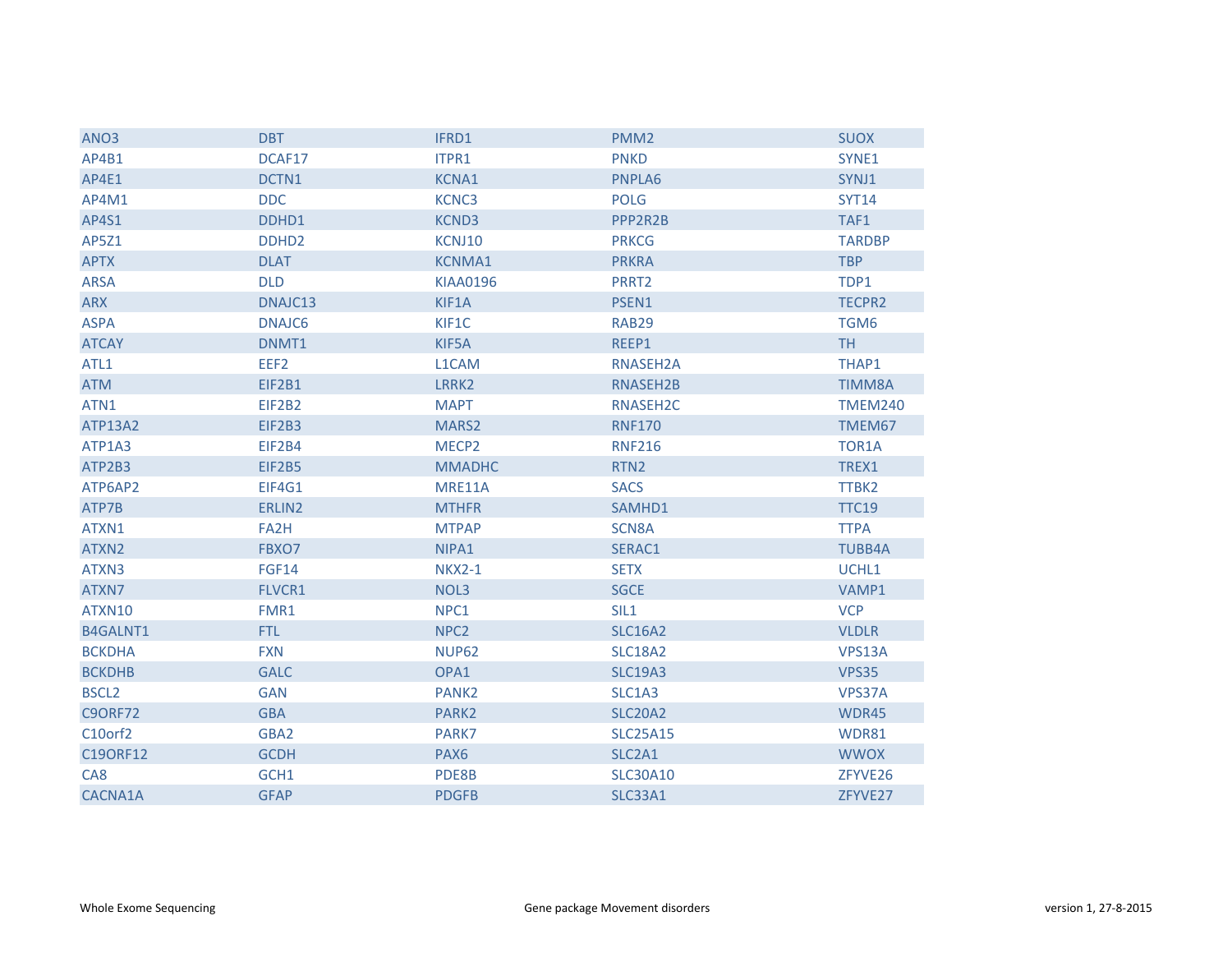| ANO3 | DBT | IFRD1 | PMM2 | SUOX |
|---|---|---|---|---|
| AP4B1 | DCAF17 | ITPR1 | PNKD | SYNE1 |
| AP4E1 | DCTN1 | KCNA1 | PNPLA6 | SYNJ1 |
| AP4M1 | DDC | KCNC3 | POLG | SYT14 |
| AP4S1 | DDHD1 | KCND3 | PPP2R2B | TAF1 |
| AP5Z1 | DDHD2 | KCNJ10 | PRKCG | TARDBP |
| APTX | DLAT | KCNMA1 | PRKRA | TBP |
| ARSA | DLD | KIAA0196 | PRRT2 | TDP1 |
| ARX | DNAJC13 | KIF1A | PSEN1 | TECPR2 |
| ASPA | DNAJC6 | KIF1C | RAB29 | TGM6 |
| ATCAY | DNMT1 | KIF5A | REEP1 | TH |
| ATL1 | EEF2 | L1CAM | RNASEH2A | THAP1 |
| ATM | EIF2B1 | LRRK2 | RNASEH2B | TIMM8A |
| ATN1 | EIF2B2 | MAPT | RNASEH2C | TMEM240 |
| ATP13A2 | EIF2B3 | MARS2 | RNF170 | TMEM67 |
| ATP1A3 | EIF2B4 | MECP2 | RNF216 | TOR1A |
| ATP2B3 | EIF2B5 | MMADHC | RTN2 | TREX1 |
| ATP6AP2 | EIF4G1 | MRE11A | SACS | TTBK2 |
| ATP7B | ERLIN2 | MTHFR | SAMHD1 | TTC19 |
| ATXN1 | FA2H | MTPAP | SCN8A | TTPA |
| ATXN2 | FBXO7 | NIPA1 | SERAC1 | TUBB4A |
| ATXN3 | FGF14 | NKX2-1 | SETX | UCHL1 |
| ATXN7 | FLVCR1 | NOL3 | SGCE | VAMP1 |
| ATXN10 | FMR1 | NPC1 | SIL1 | VCP |
| B4GALNT1 | FTL | NPC2 | SLC16A2 | VLDLR |
| BCKDHA | FXN | NUP62 | SLC18A2 | VPS13A |
| BCKDHB | GALC | OPA1 | SLC19A3 | VPS35 |
| BSCL2 | GAN | PANK2 | SLC1A3 | VPS37A |
| C9ORF72 | GBA | PARK2 | SLC20A2 | WDR45 |
| C10orf2 | GBA2 | PARK7 | SLC25A15 | WDR81 |
| C19ORF12 | GCDH | PAX6 | SLC2A1 | WWOX |
| CA8 | GCH1 | PDE8B | SLC30A10 | ZFYVE26 |
| CACNA1A | GFAP | PDGFB | SLC33A1 | ZFYVE27 |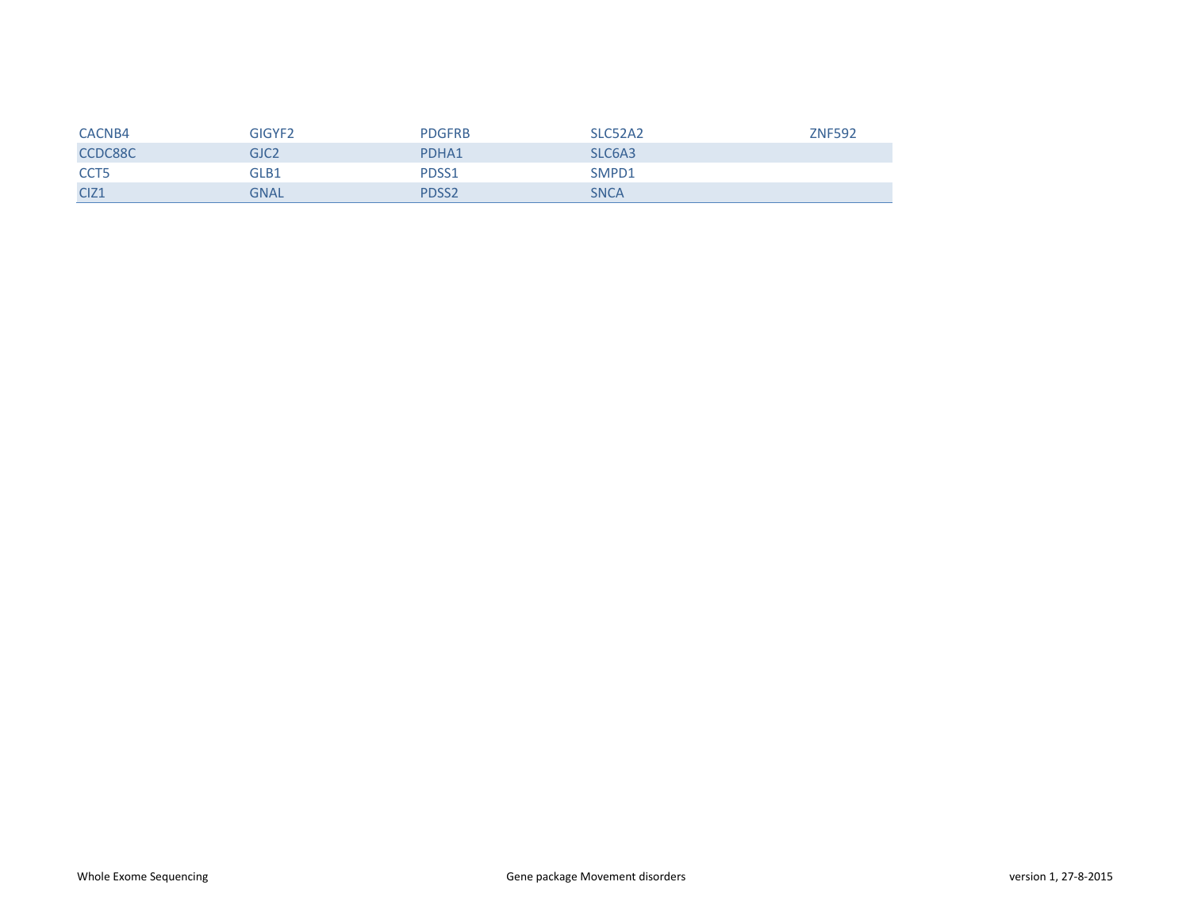| | | | | |
|---|---|---|---|---|
| CACNB4 | GIGYF2 | PDGFRB | SLC52A2 | ZNF592 |
| CCDC88C | GJC2 | PDHA1 | SLC6A3 | |
| CCT5 | GLB1 | PDSS1 | SMPD1 | |
| CIZ1 | GNAL | PDSS2 | SNCA | |